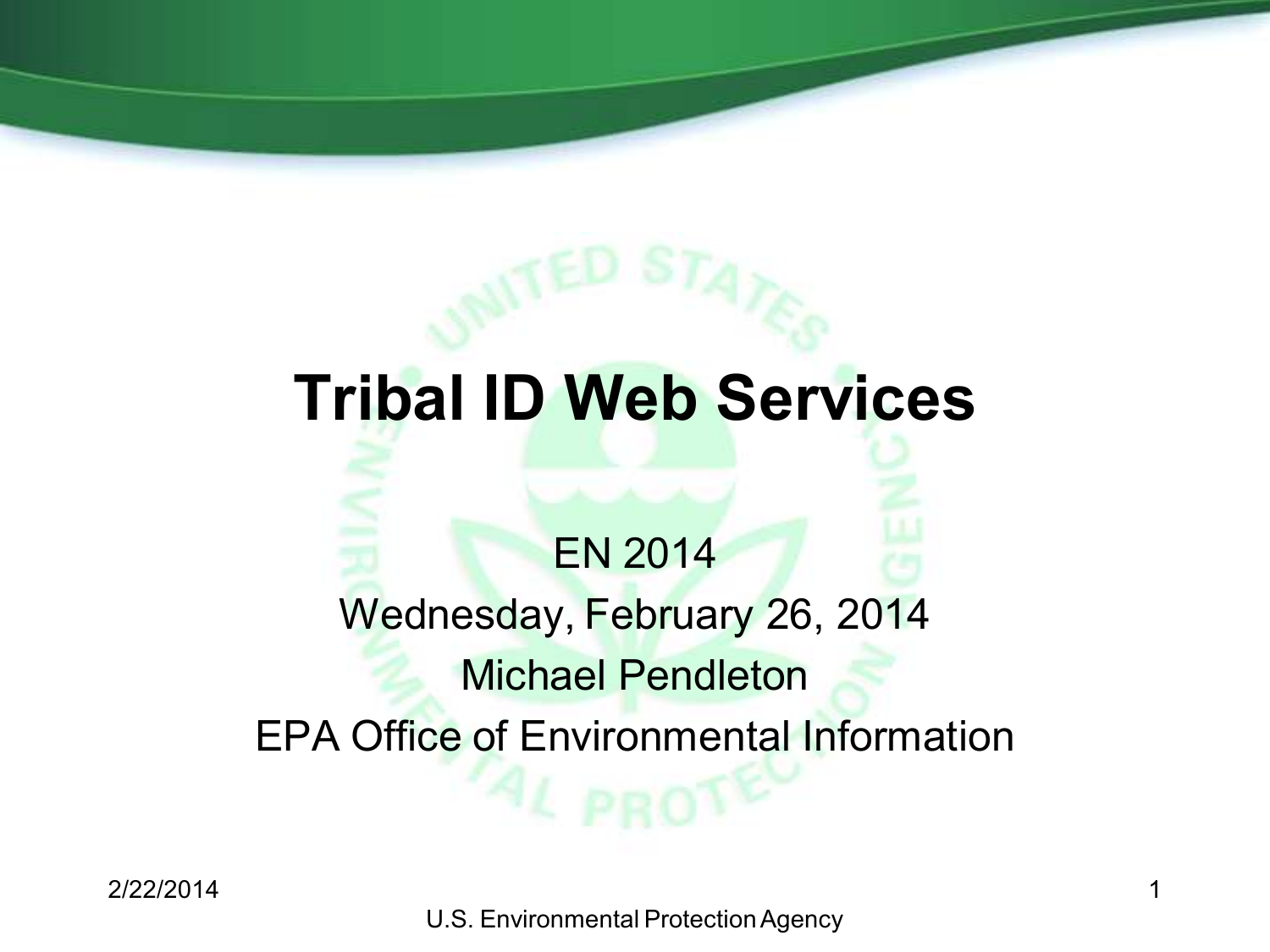# Tribal ID Web Services

EN 2014

Wednesday, February 26, 2014

Michael Pendleton

EPA Office of Environmental Information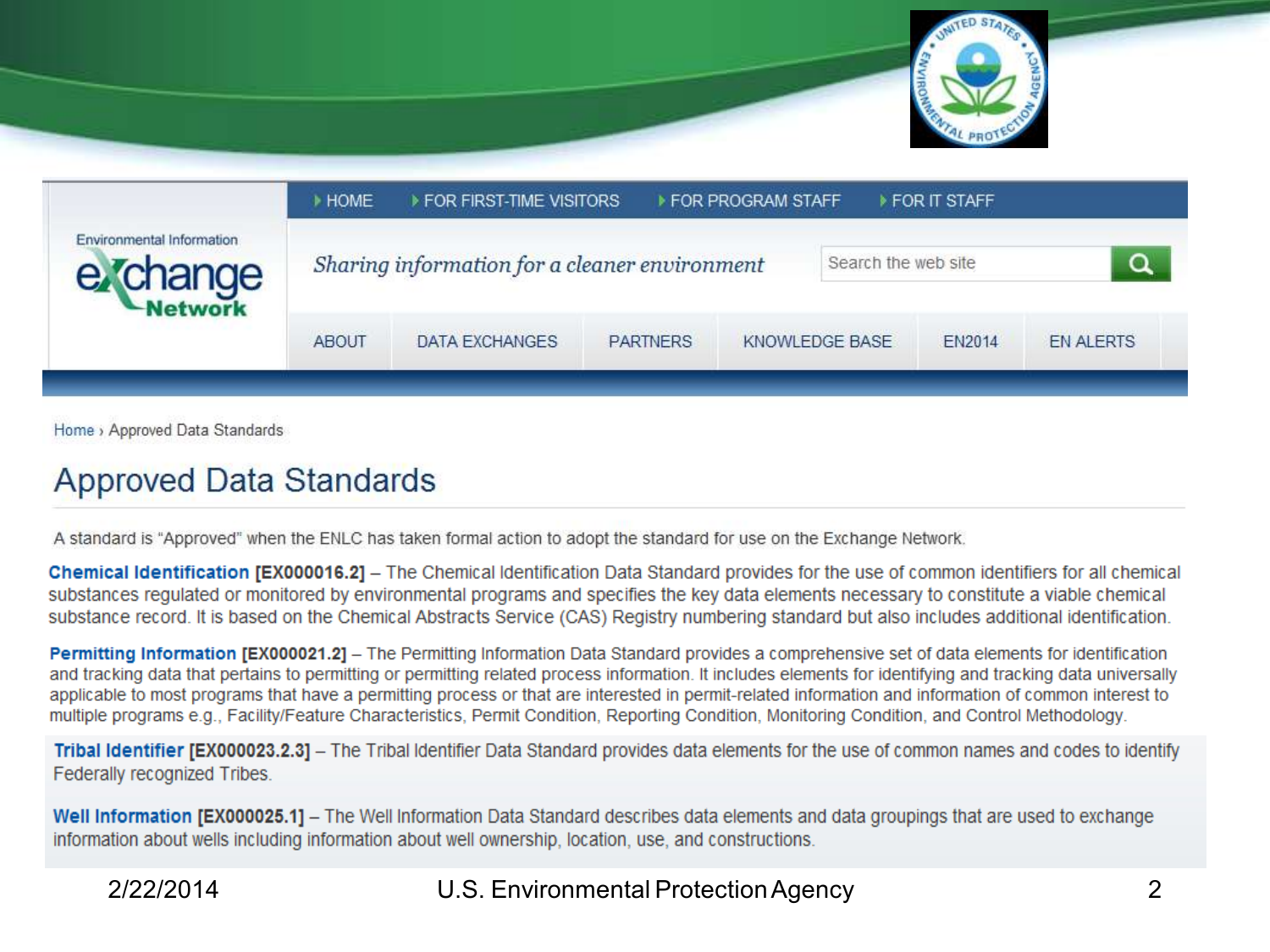Environmental Information exchange Network

- HOME
- FOR FIRST-TIME VISITORS
- FOR PROGRAM STAFF
- FOR IT STAFF

*Sharing information for a cleaner environment*

Search the web site

ABOUT | DATA EXCHANGES | PARTNERS | KNOWLEDGE BASE | EN2014 | EN ALERTS

Home › Approved Data Standards

# Approved Data Standards

A standard is "Approved" when the ENLC has taken formal action to adopt the standard for use on the Exchange Network.

**Chemical Identification [EX000016.2]** – The Chemical Identification Data Standard provides for the use of common identifiers for all chemical substances regulated or monitored by environmental programs and specifies the key data elements necessary to constitute a viable chemical substance record. It is based on the Chemical Abstracts Service (CAS) Registry numbering standard but also includes additional identification.

**Permitting Information [EX000021.2]** – The Permitting Information Data Standard provides a comprehensive set of data elements for identification and tracking data that pertains to permitting or permitting related process information. It includes elements for identifying and tracking data universally applicable to most programs that have a permitting process or that are interested in permit-related information and information of common interest to multiple programs e.g., Facility/Feature Characteristics, Permit Condition, Reporting Condition, Monitoring Condition, and Control Methodology.

**Tribal Identifier [EX000023.2.3]** – The Tribal Identifier Data Standard provides data elements for the use of common names and codes to identify Federally recognized Tribes.

**Well Information [EX000025.1]** – The Well Information Data Standard describes data elements and data groupings that are used to exchange information about wells including information about well ownership, location, use, and constructions.

2/22/2014 U.S. Environmental Protection Agency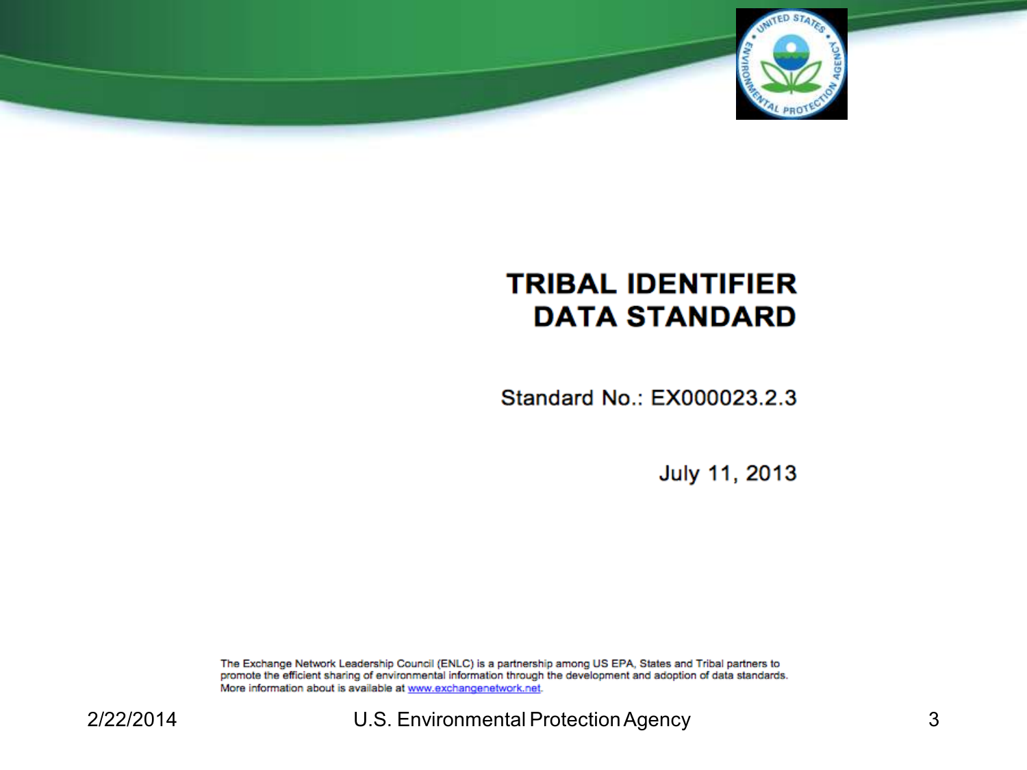# TRIBAL IDENTIFIER DATA STANDARD

Standard No.: EX000023.2.3

July 11, 2013

The Exchange Network Leadership Council (ENLC) is a partnership among US EPA, States and Tribal partners to promote the efficient sharing of environmental information through the development and adoption of data standards. More information about is available at www.exchangenetwork.net.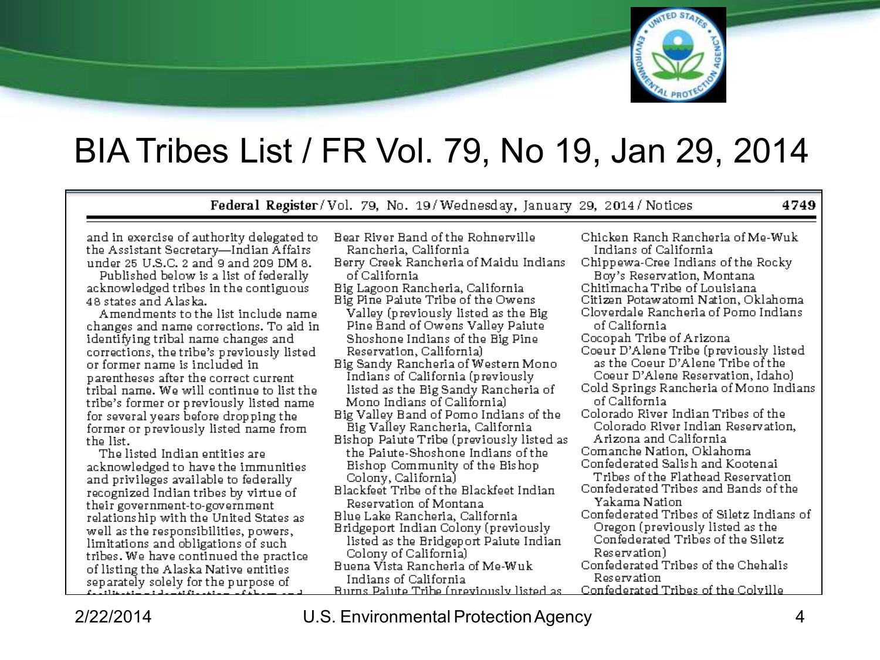# BIA Tribes List / FR Vol. 79, No 19, Jan 29, 2014

**Federal Register** / Vol. 79, No. 19 / Wednesday, January 29, 2014 / Notices

and in exercise of authority delegated to the Assistant Secretary—Indian Affairs under 25 U.S.C. 2 and 9 and 209 DM 8.

Published below is a list of federally acknowledged tribes in the contiguous 48 states and Alaska.

Amendments to the list include name changes and name corrections. To aid in identifying tribal name changes and corrections, the tribe's previously listed or former name is included in parentheses after the correct current tribal name. We will continue to list the tribe's former or previously listed name for several years before dropping the former or previously listed name from the list.

The listed Indian entities are acknowledged to have the immunities and privileges available to federally recognized Indian tribes by virtue of their government-to-government relationship with the United States as well as the responsibilities, powers, limitations and obligations of such tribes. We have continued the practice of listing the Alaska Native entities separately solely for the purpose of

Bear River Band of the Rohnerville Rancheria, California
Berry Creek Rancheria of Maidu Indians of California
Big Lagoon Rancheria, California
Big Pine Paiute Tribe of the Owens Valley (previously listed as the Big Pine Band of Owens Valley Paiute Shoshone Indians of the Big Pine Reservation, California)
Big Sandy Rancheria of Western Mono Indians of California (previously listed as the Big Sandy Rancheria of Mono Indians of California)
Big Valley Band of Pomo Indians of the Big Valley Rancheria, California
Bishop Paiute Tribe (previously listed as the Paiute-Shoshone Indians of the Bishop Community of the Bishop Colony, California)
Blackfeet Tribe of the Blackfeet Indian Reservation of Montana
Blue Lake Rancheria, California
Bridgeport Indian Colony (previously listed as the Bridgeport Paiute Indian Colony of California)
Buena Vista Rancheria of Me-Wuk Indians of California
Burns Paiute Tribe (previously listed as

Chicken Ranch Rancheria of Me-Wuk Indians of California
Chippewa-Cree Indians of the Rocky Boy's Reservation, Montana
Chitimacha Tribe of Louisiana
Citizen Potawatomi Nation, Oklahoma
Cloverdale Rancheria of Pomo Indians of California
Cocopah Tribe of Arizona
Coeur D'Alene Tribe (previously listed as the Coeur D'Alene Tribe of the Coeur D'Alene Reservation, Idaho)
Cold Springs Rancheria of Mono Indians of California
Colorado River Indian Tribes of the Colorado River Indian Reservation, Arizona and California
Comanche Nation, Oklahoma
Confederated Salish and Kootenai Tribes of the Flathead Reservation
Confederated Tribes and Bands of the Yakama Nation
Confederated Tribes of Siletz Indians of Oregon (previously listed as the Confederated Tribes of the Siletz Reservation)
Confederated Tribes of the Chehalis Reservation
Confederated Tribes of the Colville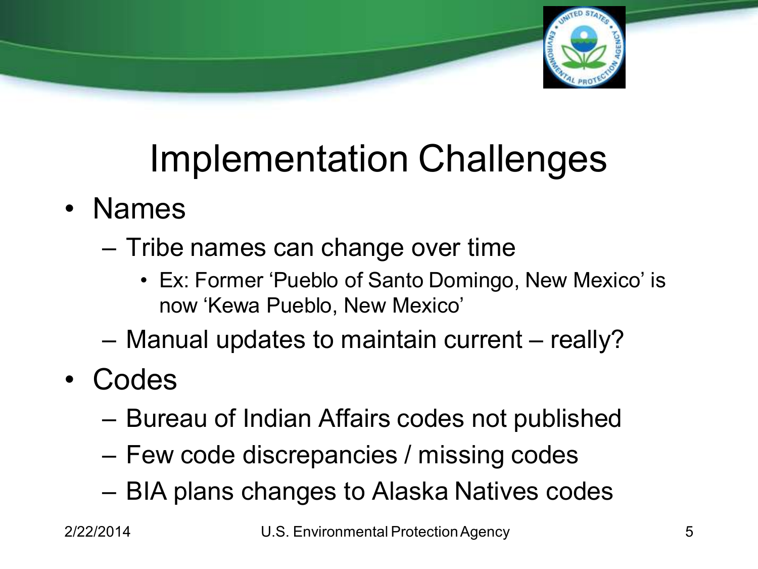# Implementation Challenges

- Names
  - Tribe names can change over time
    - Ex: Former ‘Pueblo of Santo Domingo, New Mexico’ is now ‘Kewa Pueblo, New Mexico’
  - Manual updates to maintain current – really?
- Codes
  - Bureau of Indian Affairs codes not published
  - Few code discrepancies / missing codes
  - BIA plans changes to Alaska Natives codes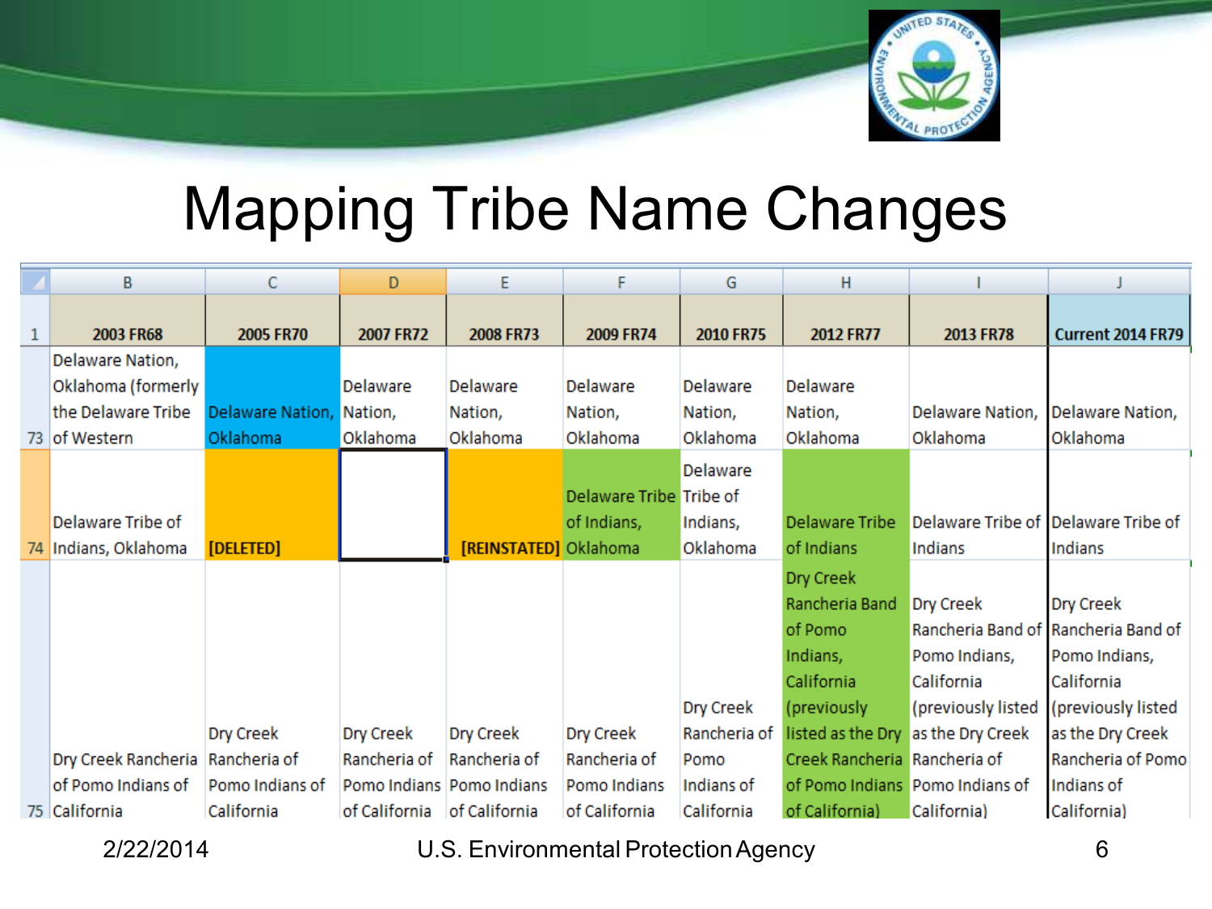# Mapping Tribe Name Changes

| | B | C | D | E | F | G | H | I | J |
|---|---|---|---|---|---|---|---|---|---|
| 1 | 2003 FR68 | 2005 FR70 | 2007 FR72 | 2008 FR73 | 2009 FR74 | 2010 FR75 | 2012 FR77 | 2013 FR78 | Current 2014 FR79 |
| 73 | Delaware Nation, Oklahoma (formerly the Delaware Tribe of Western | Delaware Nation, Oklahoma | Delaware Nation, Oklahoma | Delaware Nation, Oklahoma | Delaware Nation, Oklahoma | Delaware Nation, Oklahoma | Delaware Nation, Oklahoma | Delaware Nation, Oklahoma | Delaware Nation, Oklahoma |
| 74 | Delaware Tribe of Indians, Oklahoma | [DELETED] | | [REINSTATED] | Delaware Tribe of Indians, Oklahoma | Delaware Tribe of Indians, Oklahoma | Delaware Tribe of Indians | Delaware Tribe of Indians | Delaware Tribe of Indians |
| 75 | Dry Creek Rancheria of Pomo Indians of California | Dry Creek Rancheria of Pomo Indians of California | Dry Creek Rancheria of Pomo Indians of California | Dry Creek Rancheria of Pomo Indians of California | Dry Creek Rancheria of Pomo Indians of California | Dry Creek Rancheria of Pomo Indians of California | Dry Creek Rancheria Band of Pomo Indians, California (previously listed as the Dry Creek Rancheria of Pomo Indians of California) | Dry Creek Rancheria Band of Pomo Indians, California (previously listed as the Dry Creek Rancheria of Pomo Indians of California) | Dry Creek Rancheria Band of Pomo Indians, California (previously listed as the Dry Creek Rancheria of Pomo Indians of California) |

2/22/2014 U.S. Environmental Protection Agency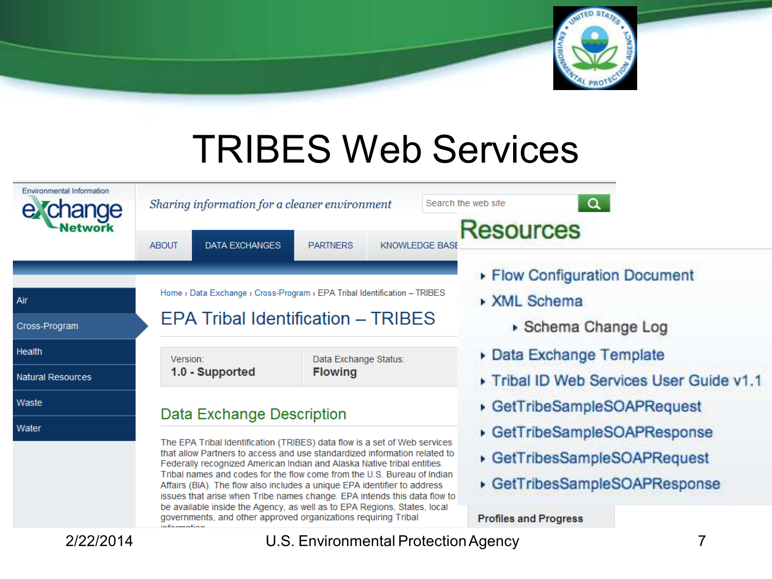# TRIBES Web Services

Environmental Information exchange Network

*Sharing information for a cleaner environment*

Search the web site

ABOUT | DATA EXCHANGES | PARTNERS | KNOWLEDGE BASE

- Air
- Cross-Program
- Health
- Natural Resources
- Waste
- Water

Home › Data Exchange › Cross-Program › EPA Tribal Identification – TRIBES

## EPA Tribal Identification – TRIBES

| Version: | Data Exchange Status: |
| --- | --- |
| **1.0 - Supported** | **Flowing** |

### Data Exchange Description

The EPA Tribal Identification (TRIBES) data flow is a set of Web services that allow Partners to access and use standardized information related to Federally recognized American Indian and Alaska Native tribal entities. Tribal names and codes for the flow come from the U.S. Bureau of Indian Affairs (BIA). The flow also includes a unique EPA identifier to address issues that arise when Tribe names change. EPA intends this data flow to be available inside the Agency, as well as to EPA Regions, States, local governments, and other approved organizations requiring Tribal information

## Resources

- Flow Configuration Document
- XML Schema
  - Schema Change Log
- Data Exchange Template
- Tribal ID Web Services User Guide v1.1
- GetTribeSampleSOAPRequest
- GetTribeSampleSOAPResponse
- GetTribesSampleSOAPRequest
- GetTribesSampleSOAPResponse

**Profiles and Progress**

2/22/2014 U.S. Environmental Protection Agency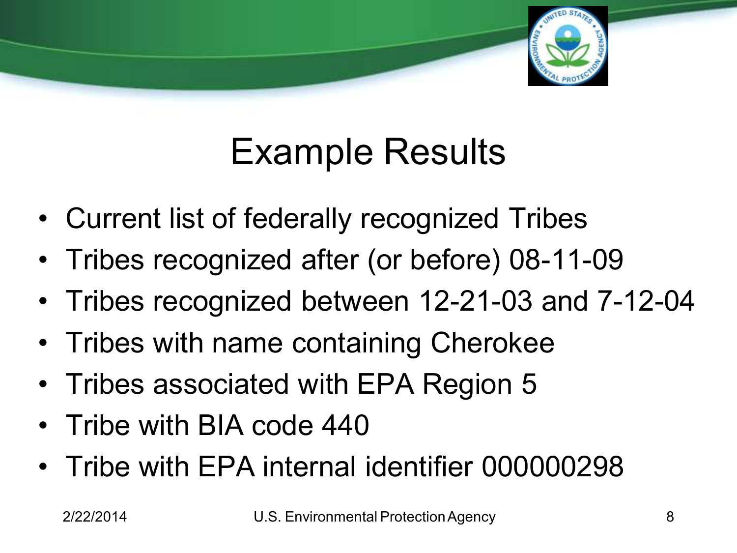# Example Results

- Current list of federally recognized Tribes
- Tribes recognized after (or before) 08-11-09
- Tribes recognized between 12-21-03 and 7-12-04
- Tribes with name containing Cherokee
- Tribes associated with EPA Region 5
- Tribe with BIA code 440
- Tribe with EPA internal identifier 000000298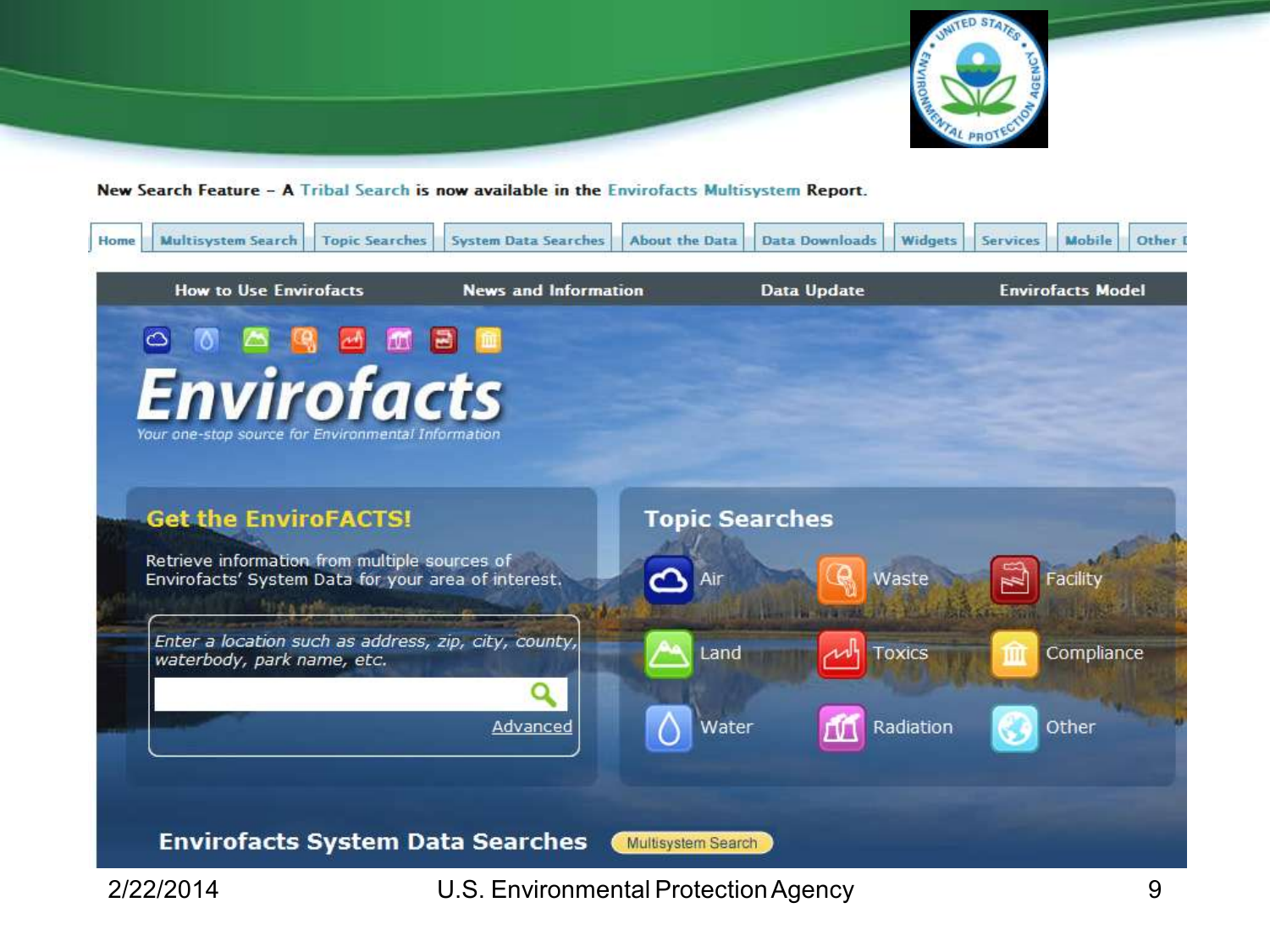New Search Feature – A Tribal Search is now available in the Envirofacts Multisystem Report.

Home | Multisystem Search | Topic Searches | System Data Searches | About the Data | Data Downloads | Widgets | Services | Mobile | Other I

How to Use Envirofacts | News and Information | Data Update | Envirofacts Model

# Envirofacts

*Your one-stop source for Environmental Information*

## Get the EnviroFACTS!

Retrieve information from multiple sources of Envirofacts' System Data for your area of interest.

*Enter a location such as address, zip, city, county, waterbody, park name, etc.*

Advanced

## Topic Searches

- Air
- Waste
- Facility
- Land
- Toxics
- Compliance
- Water
- Radiation
- Other

## Envirofacts System Data Searches

Multisystem Search

2/22/2014 U.S. Environmental Protection Agency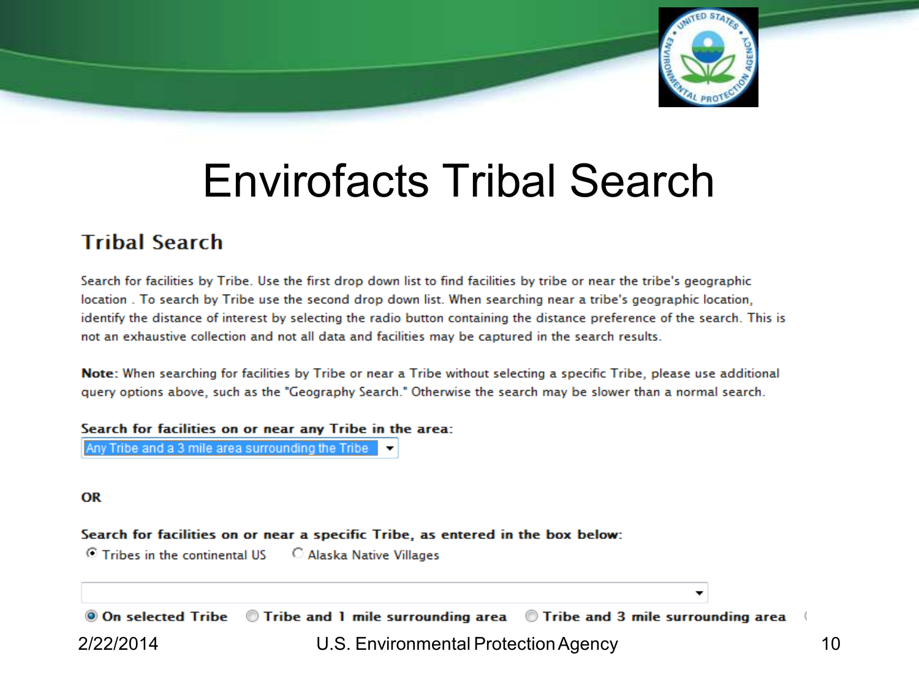# Envirofacts Tribal Search

## Tribal Search

Search for facilities by Tribe. Use the first drop down list to find facilities by tribe or near the tribe's geographic location . To search by Tribe use the second drop down list. When searching near a tribe's geographic location, identify the distance of interest by selecting the radio button containing the distance preference of the search. This is not an exhaustive collection and not all data and facilities may be captured in the search results.

**Note**: When searching for facilities by Tribe or near a Tribe without selecting a specific Tribe, please use additional query options above, such as the "Geography Search." Otherwise the search may be slower than a normal search.

**Search for facilities on or near any Tribe in the area:**

Any Tribe and a 3 mile area surrounding the Tribe

**OR**

**Search for facilities on or near a specific Tribe, as entered in the box below:**

Tribes in the continental US   Alaska Native Villages

**On selected Tribe**   **Tribe and 1 mile surrounding area**   **Tribe and 3 mile surrounding area**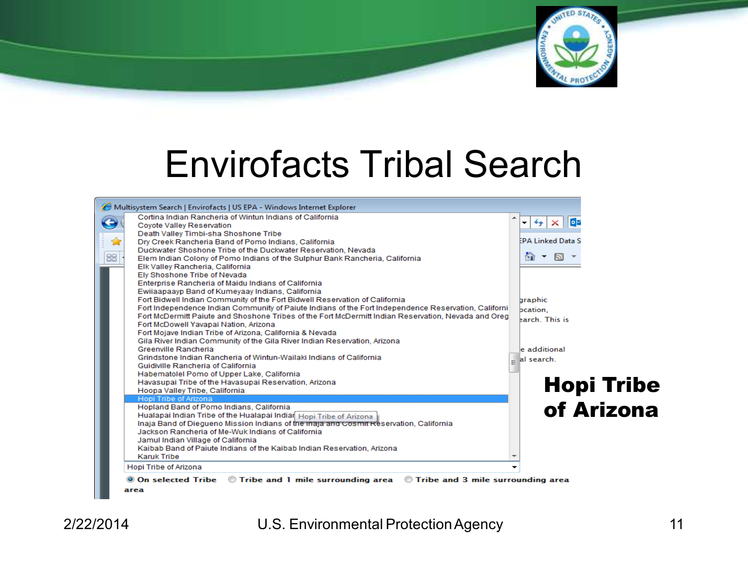# Envirofacts Tribal Search

Cortina Indian Rancheria of Wintun Indians of California
Coyote Valley Reservation
Death Valley Timbi-sha Shoshone Tribe
Dry Creek Rancheria Band of Pomo Indians, California
Duckwater Shoshone Tribe of the Duckwater Reservation, Nevada
Elem Indian Colony of Pomo Indians of the Sulphur Bank Rancheria, California
Elk Valley Rancheria, California
Ely Shoshone Tribe of Nevada
Enterprise Rancheria of Maidu Indians of California
Ewiiaapaayp Band of Kumeyaay Indians, California
Fort Bidwell Indian Community of the Fort Bidwell Reservation of California
Fort Independence Indian Community of Paiute Indians of the Fort Independence Reservation, Californi
Fort McDermitt Paiute and Shoshone Tribes of the Fort McDermitt Indian Reservation, Nevada and Oreg
Fort McDowell Yavapai Nation, Arizona
Fort Mojave Indian Tribe of Arizona, California & Nevada
Gila River Indian Community of the Gila River Indian Reservation, Arizona
Greenville Rancheria
Grindstone Indian Rancheria of Wintun-Wailaki Indians of California
Guidiville Rancheria of California
Habematolel Pomo of Upper Lake, California
Havasupai Tribe of the Havasupai Reservation, Arizona
Hoopa Valley Tribe, California
Hopi Tribe of Arizona
Hopland Band of Pomo Indians, California
Hualapai Indian Tribe of the Hualapai Indian ...
Inaja Band of Diegueno Mission Indians of the Inaja and Cosmit Reservation, California
Jackson Rancheria of Me-Wuk Indians of California
Jamul Indian Village of California
Kaibab Band of Paiute Indians of the Kaibab Indian Reservation, Arizona
Karuk Tribe

Hopi Tribe of Arizona

On selected Tribe | Tribe and 1 mile surrounding area | Tribe and 3 mile surrounding area

**Hopi Tribe of Arizona**

2/22/2014 U.S. Environmental Protection Agency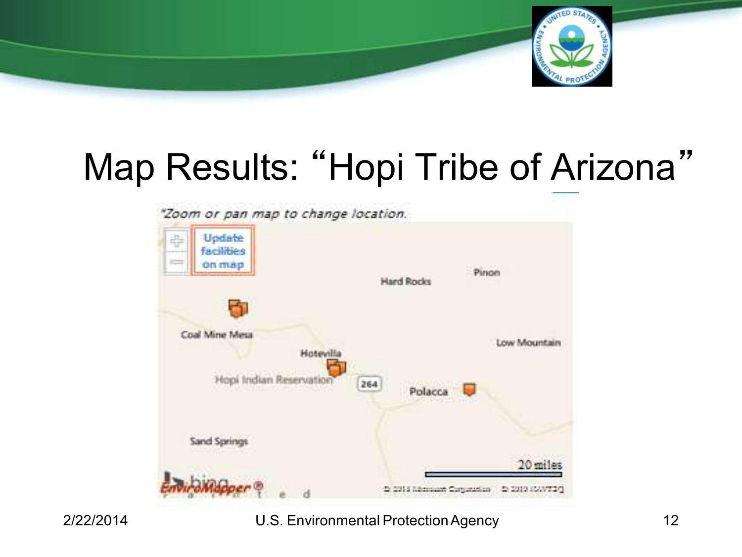# Map Results: "Hopi Tribe of Arizona"

*Zoom or pan map to change location.

Update facilities on map

Hard Rocks

Pinon

Coal Mine Mesa

Hotevilla

Low Mountain

Hopi Indian Reservation

264

Polacca

Sand Springs

20 miles

EnviroMapper®

2/22/2014

U.S. Environmental Protection Agency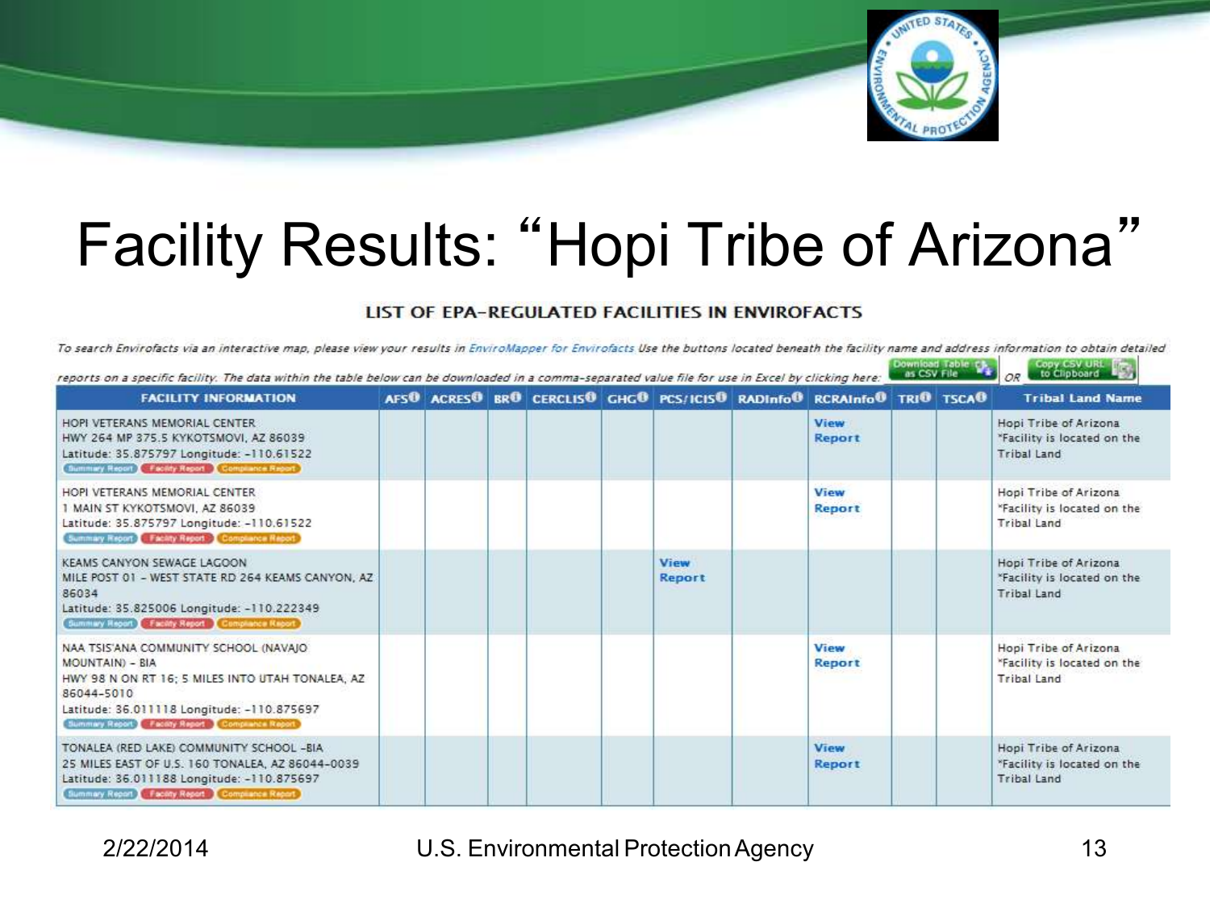# Facility Results: "Hopi Tribe of Arizona"

### LIST OF EPA-REGULATED FACILITIES IN ENVIROFACTS

*To search Envirofacts via an interactive map, please view your results in EnviroMapper for Envirofacts Use the buttons located beneath the facility name and address information to obtain detailed reports on a specific facility. The data within the table below can be downloaded in a comma-separated value file for use in Excel by clicking here:* Download Table as CSV File OR Copy CSV URL to Clipboard

| FACILITY INFORMATION | AFS | ACRES | BR | CERCLIS | GHG | PCS/ICIS | RADInfo | RCRAInfo | TRI | TSCA | Tribal Land Name |
|---|---|---|---|---|---|---|---|---|---|---|---|
| HOPI VETERANS MEMORIAL CENTER<br>HWY 264 MP 375.5 KYKOTSMOVI, AZ 86039<br>Latitude: 35.875797 Longitude: -110.61522<br>Summary Report Facility Report Compliance Report | | | | | | | | View Report | | | Hopi Tribe of Arizona *Facility is located on the Tribal Land |
| HOPI VETERANS MEMORIAL CENTER<br>1 MAIN ST KYKOTSMOVI, AZ 86039<br>Latitude: 35.875797 Longitude: -110.61522<br>Summary Report Facility Report Compliance Report | | | | | | | | View Report | | | Hopi Tribe of Arizona *Facility is located on the Tribal Land |
| KEAMS CANYON SEWAGE LAGOON<br>MILE POST 01 - WEST STATE RD 264 KEAMS CANYON, AZ 86034<br>Latitude: 35.825006 Longitude: -110.222349<br>Summary Report Facility Report Compliance Report | | | | | | View Report | | | | | Hopi Tribe of Arizona *Facility is located on the Tribal Land |
| NAA TSIS'ANA COMMUNITY SCHOOL (NAVAJO MOUNTAIN) - BIA<br>HWY 98 N ON RT 16; 5 MILES INTO UTAH TONALEA, AZ 86044-5010<br>Latitude: 36.011118 Longitude: -110.875697<br>Summary Report Facility Report Compliance Report | | | | | | | | View Report | | | Hopi Tribe of Arizona *Facility is located on the Tribal Land |
| TONALEA (RED LAKE) COMMUNITY SCHOOL -BIA<br>25 MILES EAST OF U.S. 160 TONALEA, AZ 86044-0039<br>Latitude: 36.011188 Longitude: -110.875697<br>Summary Report Facility Report Compliance Report | | | | | | | | View Report | | | Hopi Tribe of Arizona *Facility is located on the Tribal Land |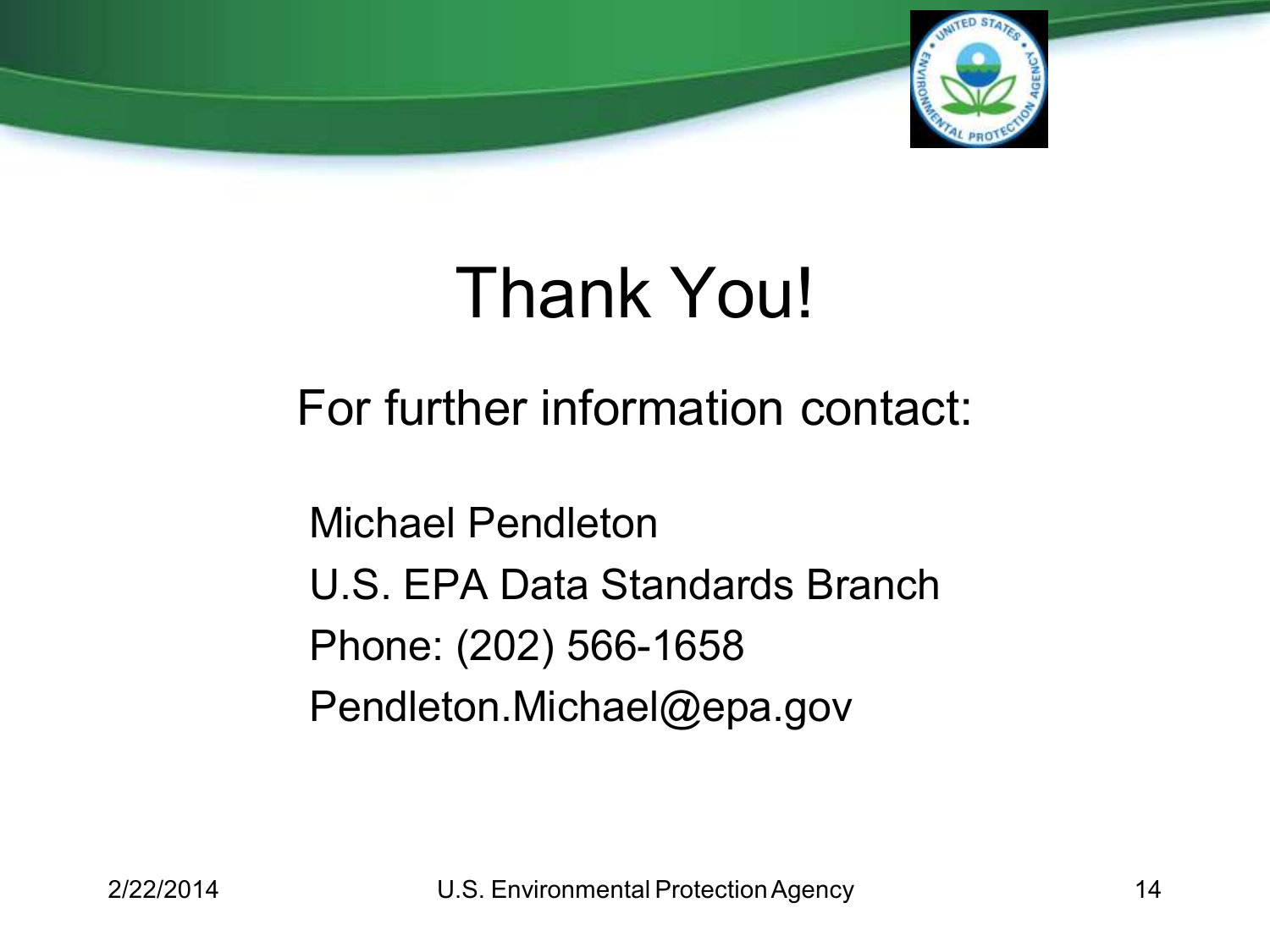# Thank You!

For further information contact:

Michael Pendleton
U.S. EPA Data Standards Branch
Phone: (202) 566-1658
Pendleton.Michael@epa.gov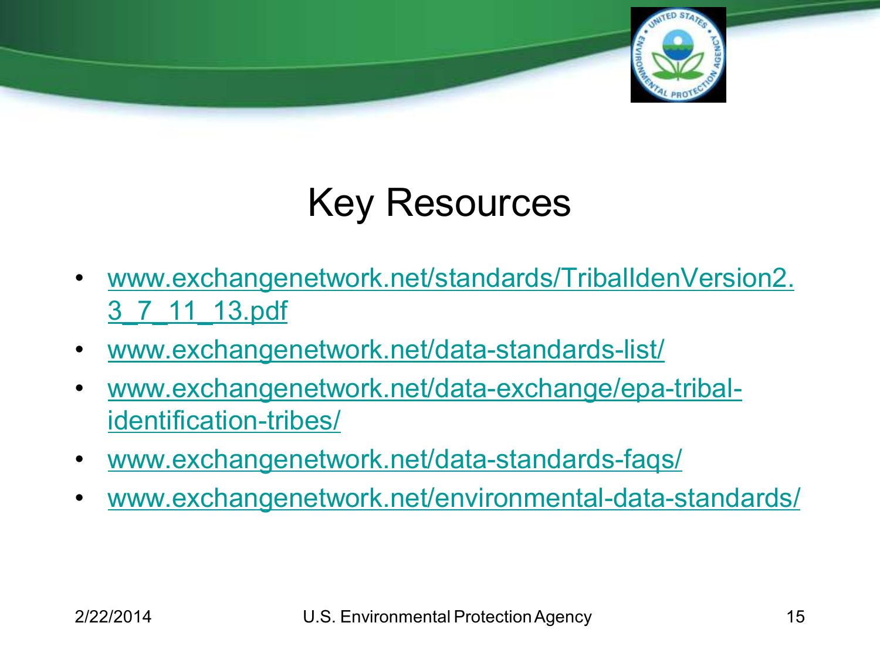# Key Resources

- www.exchangenetwork.net/standards/TribalIdenVersion2.3_7_11_13.pdf
- www.exchangenetwork.net/data-standards-list/
- www.exchangenetwork.net/data-exchange/epa-tribal-identification-tribes/
- www.exchangenetwork.net/data-standards-faqs/
- www.exchangenetwork.net/environmental-data-standards/